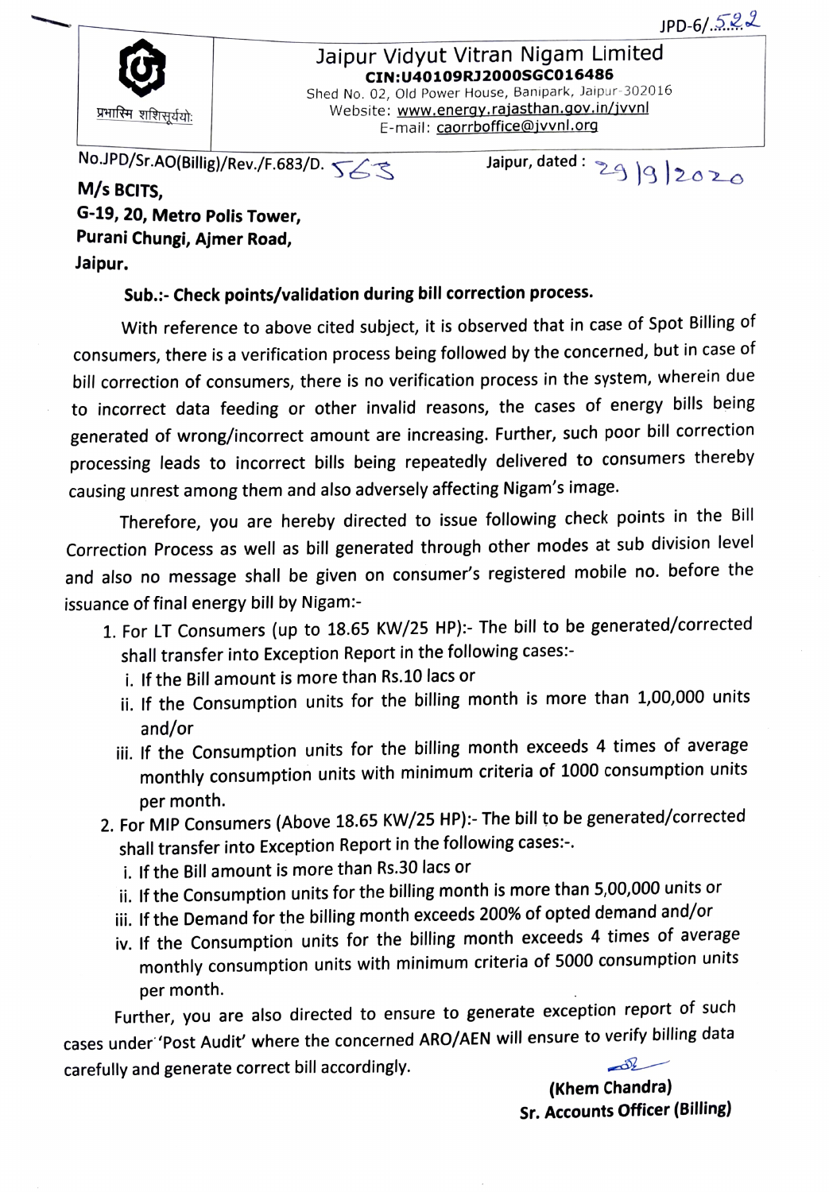JPD-6/.522

**Jaipur Vidyut Vitran Nigam Limited**
**CIN:U40109RJ2000SGC016486**
Shed No. 02, Old Power House, Banipark, Jaipur-302016
Website: www.energy.rajasthan.gov.in/jvvnl
E-mail: caorrboffice@jvvnl.org

प्रभास्मि शशिसूर्ययोः

No.JPD/Sr.AO(Billig)/Rev./F.683/D. 563 Jaipur, dated : 29/9/2020

**M/s BCITS,**
**G-19, 20, Metro Polis Tower,**
**Purani Chungi, Ajmer Road,**
**Jaipur.**

**Sub.:- Check points/validation during bill correction process.**

With reference to above cited subject, it is observed that in case of Spot Billing of consumers, there is a verification process being followed by the concerned, but in case of bill correction of consumers, there is no verification process in the system, wherein due to incorrect data feeding or other invalid reasons, the cases of energy bills being generated of wrong/incorrect amount are increasing. Further, such poor bill correction processing leads to incorrect bills being repeatedly delivered to consumers thereby causing unrest among them and also adversely affecting Nigam's image.

Therefore, you are hereby directed to issue following check points in the Bill Correction Process as well as bill generated through other modes at sub division level and also no message shall be given on consumer's registered mobile no. before the issuance of final energy bill by Nigam:-

1. For LT Consumers (up to 18.65 KW/25 HP):- The bill to be generated/corrected shall transfer into Exception Report in the following cases:-
   i. If the Bill amount is more than Rs.10 lacs or
   ii. If the Consumption units for the billing month is more than 1,00,000 units and/or
   iii. If the Consumption units for the billing month exceeds 4 times of average monthly consumption units with minimum criteria of 1000 consumption units per month.
2. For MIP Consumers (Above 18.65 KW/25 HP):- The bill to be generated/corrected shall transfer into Exception Report in the following cases:-.
   i. If the Bill amount is more than Rs.30 lacs or
   ii. If the Consumption units for the billing month is more than 5,00,000 units or
   iii. If the Demand for the billing month exceeds 200% of opted demand and/or
   iv. If the Consumption units for the billing month exceeds 4 times of average monthly consumption units with minimum criteria of 5000 consumption units per month.

Further, you are also directed to ensure to generate exception report of such cases under 'Post Audit' where the concerned ARO/AEN will ensure to verify billing data carefully and generate correct bill accordingly.

**(Khem Chandra)**
**Sr. Accounts Officer (Billing)**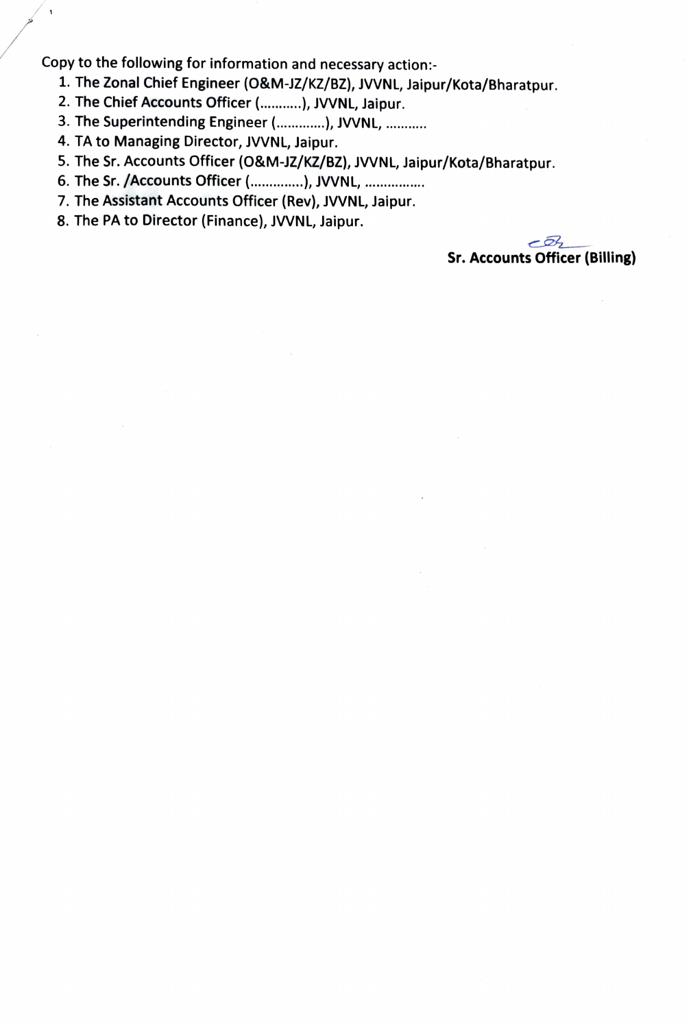Copy to the following for information and necessary action:-

1. The Zonal Chief Engineer (O&M-JZ/KZ/BZ), JVVNL, Jaipur/Kota/Bharatpur.
2. The Chief Accounts Officer (...........), JVVNL, Jaipur.
3. The Superintending Engineer (.............), JVVNL, ...........
4. TA to Managing Director, JVVNL, Jaipur.
5. The Sr. Accounts Officer (O&M-JZ/KZ/BZ), JVVNL, Jaipur/Kota/Bharatpur.
6. The Sr. /Accounts Officer (..............), JVVNL, ................
7. The Assistant Accounts Officer (Rev), JVVNL, Jaipur.
8. The PA to Director (Finance), JVVNL, Jaipur.

**Sr. Accounts Officer (Billing)**